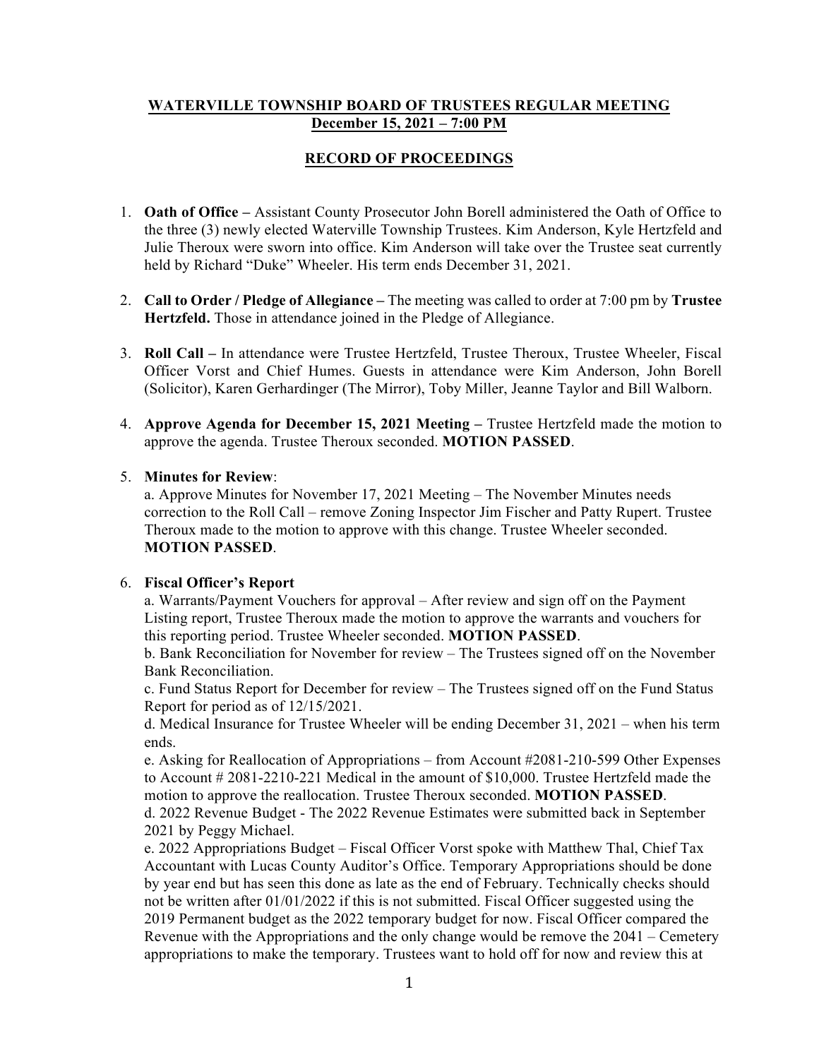**WATERVILLE TOWNSHIP BOARD OF TRUSTEES REGULAR MEETING**
**December 15, 2021 – 7:00 PM**

**RECORD OF PROCEEDINGS**

1. **Oath of Office –** Assistant County Prosecutor John Borell administered the Oath of Office to the three (3) newly elected Waterville Township Trustees. Kim Anderson, Kyle Hertzfeld and Julie Theroux were sworn into office. Kim Anderson will take over the Trustee seat currently held by Richard "Duke" Wheeler. His term ends December 31, 2021.

2. **Call to Order / Pledge of Allegiance –** The meeting was called to order at 7:00 pm by **Trustee Hertzfeld.** Those in attendance joined in the Pledge of Allegiance.

3. **Roll Call –** In attendance were Trustee Hertzfeld, Trustee Theroux, Trustee Wheeler, Fiscal Officer Vorst and Chief Humes. Guests in attendance were Kim Anderson, John Borell (Solicitor), Karen Gerhardinger (The Mirror), Toby Miller, Jeanne Taylor and Bill Walborn.

4. **Approve Agenda for December 15, 2021 Meeting –** Trustee Hertzfeld made the motion to approve the agenda. Trustee Theroux seconded. **MOTION PASSED**.

5. **Minutes for Review**:
   a. Approve Minutes for November 17, 2021 Meeting – The November Minutes needs correction to the Roll Call – remove Zoning Inspector Jim Fischer and Patty Rupert. Trustee Theroux made to the motion to approve with this change. Trustee Wheeler seconded. **MOTION PASSED**.

6. **Fiscal Officer's Report**
   a. Warrants/Payment Vouchers for approval – After review and sign off on the Payment Listing report, Trustee Theroux made the motion to approve the warrants and vouchers for this reporting period. Trustee Wheeler seconded. **MOTION PASSED**.
   b. Bank Reconciliation for November for review – The Trustees signed off on the November Bank Reconciliation.
   c. Fund Status Report for December for review – The Trustees signed off on the Fund Status Report for period as of 12/15/2021.
   d. Medical Insurance for Trustee Wheeler will be ending December 31, 2021 – when his term ends.
   e. Asking for Reallocation of Appropriations – from Account #2081-210-599 Other Expenses to Account # 2081-2210-221 Medical in the amount of $10,000. Trustee Hertzfeld made the motion to approve the reallocation. Trustee Theroux seconded. **MOTION PASSED**.
   d. 2022 Revenue Budget - The 2022 Revenue Estimates were submitted back in September 2021 by Peggy Michael.
   e. 2022 Appropriations Budget – Fiscal Officer Vorst spoke with Matthew Thal, Chief Tax Accountant with Lucas County Auditor's Office. Temporary Appropriations should be done by year end but has seen this done as late as the end of February. Technically checks should not be written after 01/01/2022 if this is not submitted. Fiscal Officer suggested using the 2019 Permanent budget as the 2022 temporary budget for now. Fiscal Officer compared the Revenue with the Appropriations and the only change would be remove the 2041 – Cemetery appropriations to make the temporary. Trustees want to hold off for now and review this at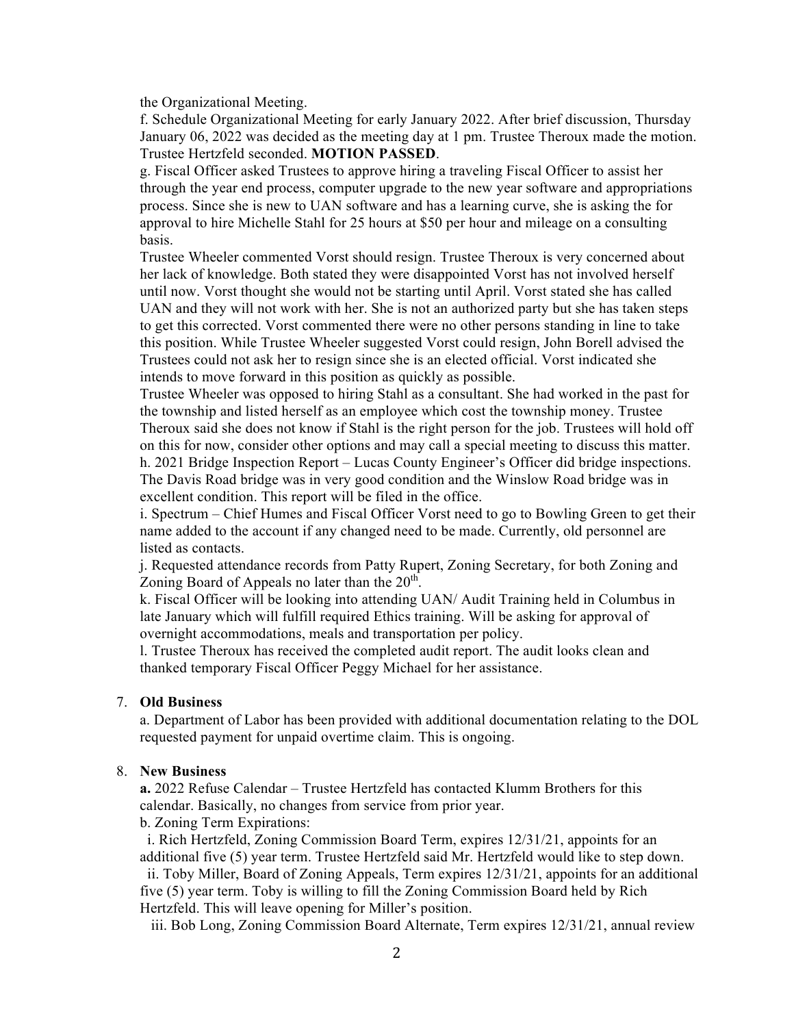the Organizational Meeting.

f. Schedule Organizational Meeting for early January 2022. After brief discussion, Thursday January 06, 2022 was decided as the meeting day at 1 pm. Trustee Theroux made the motion. Trustee Hertzfeld seconded. **MOTION PASSED**.

g. Fiscal Officer asked Trustees to approve hiring a traveling Fiscal Officer to assist her through the year end process, computer upgrade to the new year software and appropriations process. Since she is new to UAN software and has a learning curve, she is asking the for approval to hire Michelle Stahl for 25 hours at $50 per hour and mileage on a consulting basis.

Trustee Wheeler commented Vorst should resign. Trustee Theroux is very concerned about her lack of knowledge. Both stated they were disappointed Vorst has not involved herself until now. Vorst thought she would not be starting until April. Vorst stated she has called UAN and they will not work with her. She is not an authorized party but she has taken steps to get this corrected. Vorst commented there were no other persons standing in line to take this position. While Trustee Wheeler suggested Vorst could resign, John Borell advised the Trustees could not ask her to resign since she is an elected official. Vorst indicated she intends to move forward in this position as quickly as possible.

Trustee Wheeler was opposed to hiring Stahl as a consultant. She had worked in the past for the township and listed herself as an employee which cost the township money. Trustee Theroux said she does not know if Stahl is the right person for the job. Trustees will hold off on this for now, consider other options and may call a special meeting to discuss this matter.

h. 2021 Bridge Inspection Report – Lucas County Engineer's Officer did bridge inspections. The Davis Road bridge was in very good condition and the Winslow Road bridge was in excellent condition. This report will be filed in the office.

i. Spectrum – Chief Humes and Fiscal Officer Vorst need to go to Bowling Green to get their name added to the account if any changed need to be made. Currently, old personnel are listed as contacts.

j. Requested attendance records from Patty Rupert, Zoning Secretary, for both Zoning and Zoning Board of Appeals no later than the 20th.

k. Fiscal Officer will be looking into attending UAN/ Audit Training held in Columbus in late January which will fulfill required Ethics training. Will be asking for approval of overnight accommodations, meals and transportation per policy.

l. Trustee Theroux has received the completed audit report. The audit looks clean and thanked temporary Fiscal Officer Peggy Michael for her assistance.

7. **Old Business**

   a. Department of Labor has been provided with additional documentation relating to the DOL requested payment for unpaid overtime claim. This is ongoing.

8. **New Business**

   **a.** 2022 Refuse Calendar – Trustee Hertzfeld has contacted Klumm Brothers for this calendar. Basically, no changes from service from prior year.

   b. Zoning Term Expirations:

   i. Rich Hertzfeld, Zoning Commission Board Term, expires 12/31/21, appoints for an additional five (5) year term. Trustee Hertzfeld said Mr. Hertzfeld would like to step down.

   ii. Toby Miller, Board of Zoning Appeals, Term expires 12/31/21, appoints for an additional five (5) year term. Toby is willing to fill the Zoning Commission Board held by Rich Hertzfeld. This will leave opening for Miller's position.

   iii. Bob Long, Zoning Commission Board Alternate, Term expires 12/31/21, annual review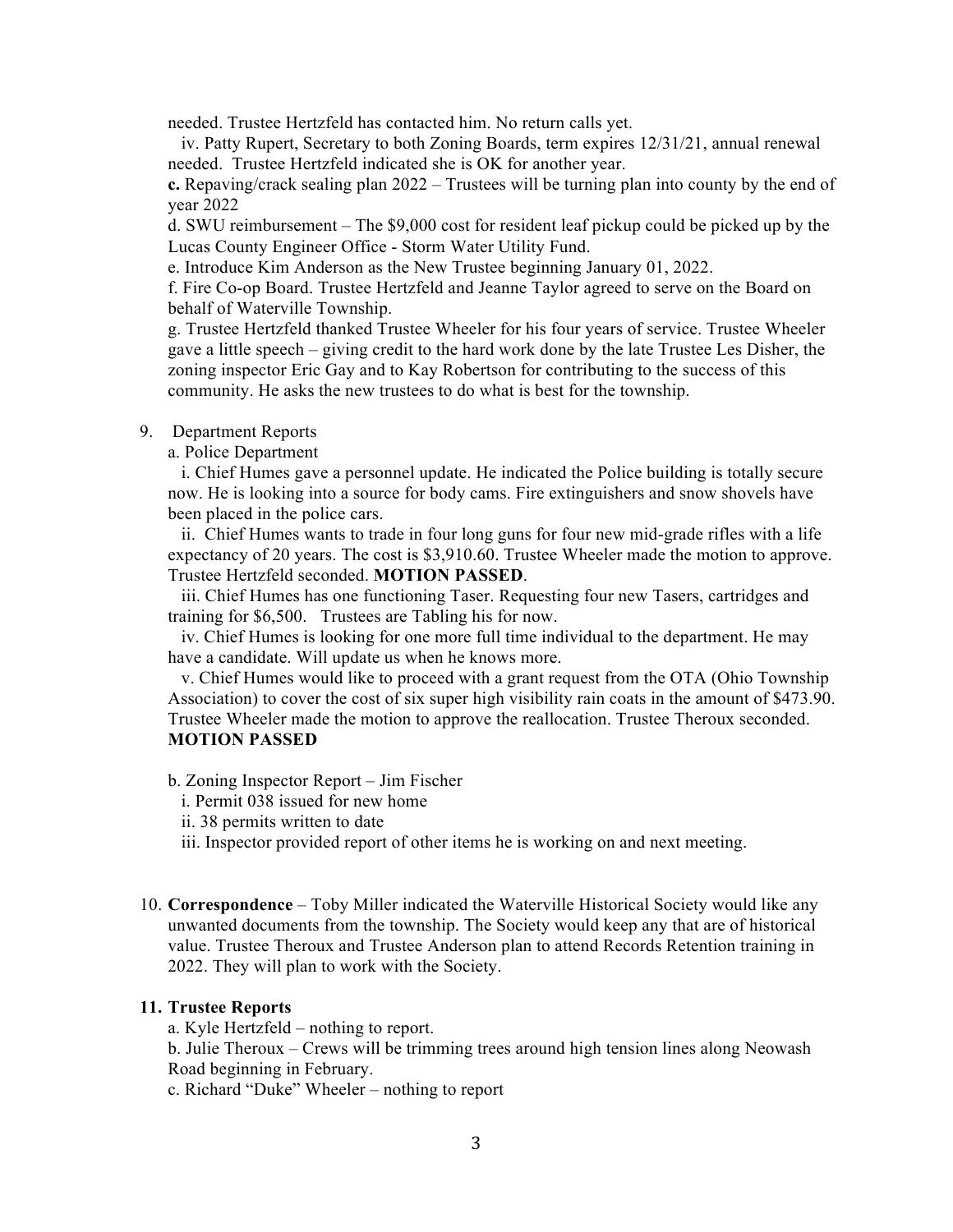needed. Trustee Hertzfeld has contacted him. No return calls yet.

iv. Patty Rupert, Secretary to both Zoning Boards, term expires 12/31/21, annual renewal needed. Trustee Hertzfeld indicated she is OK for another year.

**c.** Repaving/crack sealing plan 2022 – Trustees will be turning plan into county by the end of year 2022

d. SWU reimbursement – The $9,000 cost for resident leaf pickup could be picked up by the Lucas County Engineer Office - Storm Water Utility Fund.

e. Introduce Kim Anderson as the New Trustee beginning January 01, 2022.

f. Fire Co-op Board. Trustee Hertzfeld and Jeanne Taylor agreed to serve on the Board on behalf of Waterville Township.

g. Trustee Hertzfeld thanked Trustee Wheeler for his four years of service. Trustee Wheeler gave a little speech – giving credit to the hard work done by the late Trustee Les Disher, the zoning inspector Eric Gay and to Kay Robertson for contributing to the success of this community. He asks the new trustees to do what is best for the township.

9. Department Reports

a. Police Department

i. Chief Humes gave a personnel update. He indicated the Police building is totally secure now. He is looking into a source for body cams. Fire extinguishers and snow shovels have been placed in the police cars.

ii. Chief Humes wants to trade in four long guns for four new mid-grade rifles with a life expectancy of 20 years. The cost is $3,910.60. Trustee Wheeler made the motion to approve. Trustee Hertzfeld seconded. **MOTION PASSED**.

iii. Chief Humes has one functioning Taser. Requesting four new Tasers, cartridges and training for $6,500. Trustees are Tabling his for now.

iv. Chief Humes is looking for one more full time individual to the department. He may have a candidate. Will update us when he knows more.

v. Chief Humes would like to proceed with a grant request from the OTA (Ohio Township Association) to cover the cost of six super high visibility rain coats in the amount of $473.90. Trustee Wheeler made the motion to approve the reallocation. Trustee Theroux seconded. **MOTION PASSED**

b. Zoning Inspector Report – Jim Fischer

i. Permit 038 issued for new home

ii. 38 permits written to date

iii. Inspector provided report of other items he is working on and next meeting.

10. **Correspondence** – Toby Miller indicated the Waterville Historical Society would like any unwanted documents from the township. The Society would keep any that are of historical value. Trustee Theroux and Trustee Anderson plan to attend Records Retention training in 2022. They will plan to work with the Society.

**11. Trustee Reports**

a. Kyle Hertzfeld – nothing to report.

b. Julie Theroux – Crews will be trimming trees around high tension lines along Neowash Road beginning in February.

c. Richard "Duke" Wheeler – nothing to report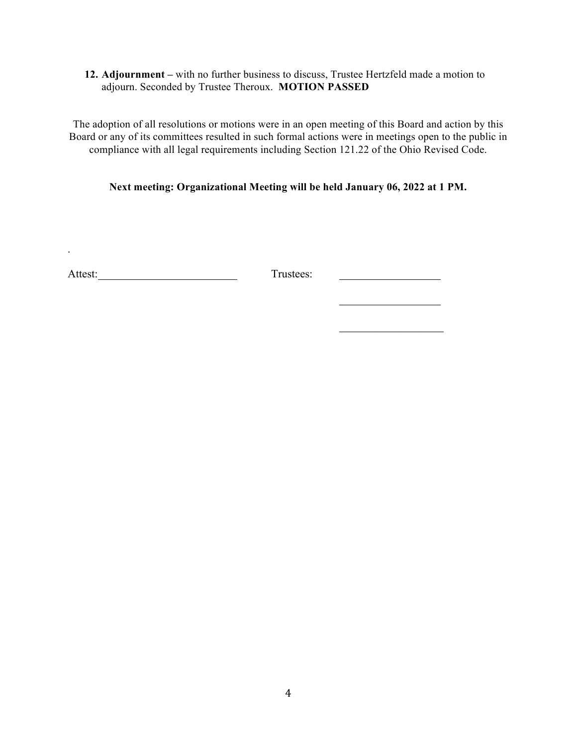12. **Adjournment –** with no further business to discuss, Trustee Hertzfeld made a motion to adjourn. Seconded by Trustee Theroux. **MOTION PASSED**

The adoption of all resolutions or motions were in an open meeting of this Board and action by this Board or any of its committees resulted in such formal actions were in meetings open to the public in compliance with all legal requirements including Section 121.22 of the Ohio Revised Code.

**Next meeting: Organizational Meeting will be held January 06, 2022 at 1 PM.**

.

Attest:\_\_\_\_\_\_\_\_\_\_\_\_\_\_\_\_\_\_\_\_\_\_\_\_ Trustees: \_\_\_\_\_\_\_\_\_\_\_\_\_\_\_\_\_\_

\_\_\_\_\_\_\_\_\_\_\_\_\_\_\_\_\_\_

\_\_\_\_\_\_\_\_\_\_\_\_\_\_\_\_\_\_